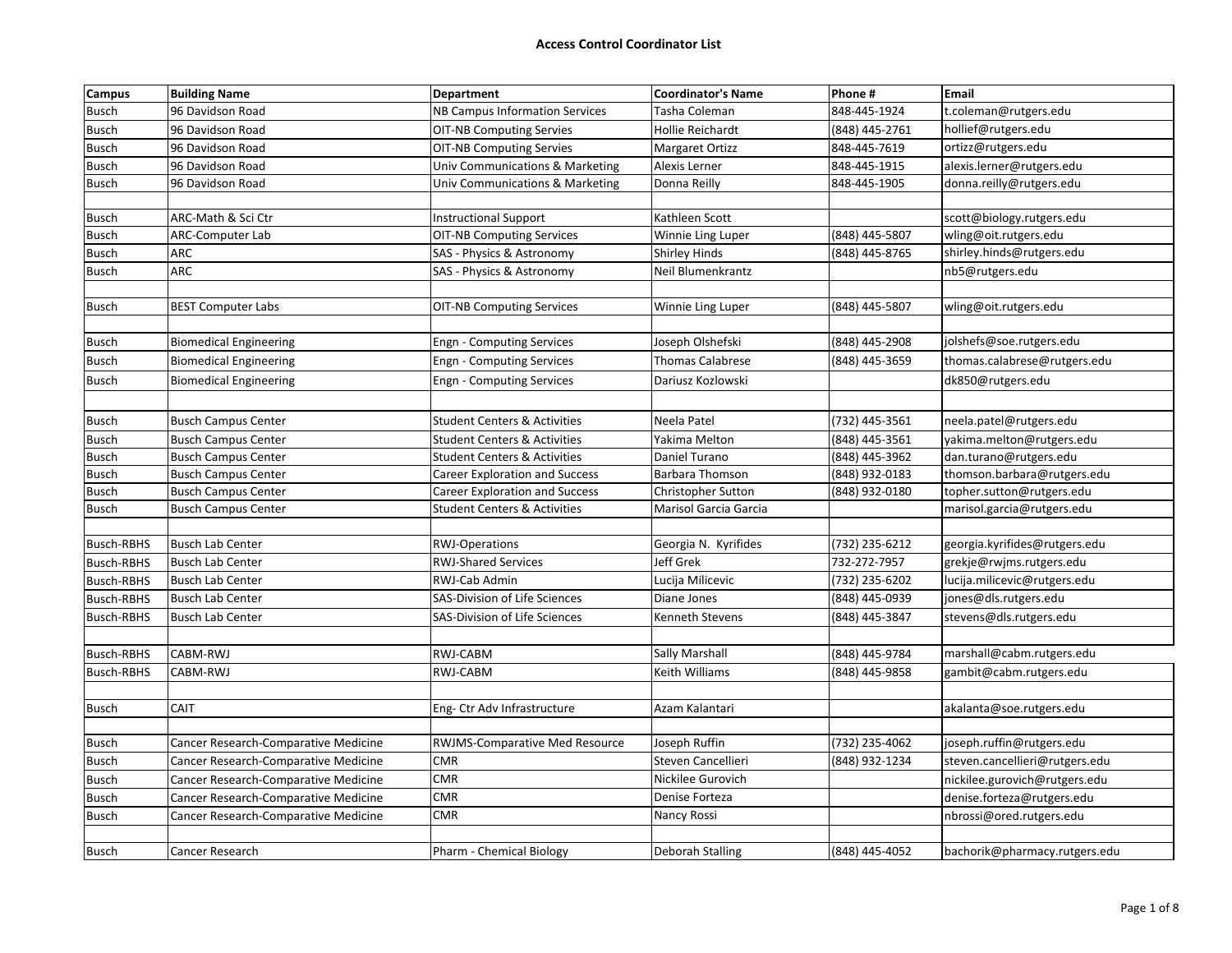# Access Control Coordinator List

| Campus | Building Name | Department | Coordinator's Name | Phone # | Email |
| --- | --- | --- | --- | --- | --- |
| Busch | 96 Davidson Road | NB Campus Information Services | Tasha Coleman | 848-445-1924 | t.coleman@rutgers.edu |
| Busch | 96 Davidson Road | OIT-NB Computing Servies | Hollie Reichardt | (848) 445-2761 | hollief@rutgers.edu |
| Busch | 96 Davidson Road | OIT-NB Computing Servies | Margaret Ortizz | 848-445-7619 | ortizz@rutgers.edu |
| Busch | 96 Davidson Road | Univ Communications & Marketing | Alexis Lerner | 848-445-1915 | alexis.lerner@rutgers.edu |
| Busch | 96 Davidson Road | Univ Communications & Marketing | Donna Reilly | 848-445-1905 | donna.reilly@rutgers.edu |
| | | | | | |
| Busch | ARC-Math & Sci Ctr | Instructional Support | Kathleen Scott | | scott@biology.rutgers.edu |
| Busch | ARC-Computer Lab | OIT-NB Computing Services | Winnie Ling Luper | (848) 445-5807 | wling@oit.rutgers.edu |
| Busch | ARC | SAS - Physics & Astronomy | Shirley Hinds | (848) 445-8765 | shirley.hinds@rutgers.edu |
| Busch | ARC | SAS - Physics & Astronomy | Neil Blumenkrantz | | nb5@rutgers.edu |
| | | | | | |
| Busch | BEST Computer Labs | OIT-NB Computing Services | Winnie Ling Luper | (848) 445-5807 | wling@oit.rutgers.edu |
| | | | | | |
| Busch | Biomedical Engineering | Engn - Computing Services | Joseph Olshefski | (848) 445-2908 | jolshefs@soe.rutgers.edu |
| Busch | Biomedical Engineering | Engn - Computing Services | Thomas Calabrese | (848) 445-3659 | thomas.calabrese@rutgers.edu |
| Busch | Biomedical Engineering | Engn - Computing Services | Dariusz Kozlowski | | dk850@rutgers.edu |
| | | | | | |
| Busch | Busch Campus Center | Student Centers & Activities | Neela Patel | (732) 445-3561 | neela.patel@rutgers.edu |
| Busch | Busch Campus Center | Student Centers & Activities | Yakima Melton | (848) 445-3561 | yakima.melton@rutgers.edu |
| Busch | Busch Campus Center | Student Centers & Activities | Daniel Turano | (848) 445-3962 | dan.turano@rutgers.edu |
| Busch | Busch Campus Center | Career Exploration and Success | Barbara Thomson | (848) 932-0183 | thomson.barbara@rutgers.edu |
| Busch | Busch Campus Center | Career Exploration and Success | Christopher Sutton | (848) 932-0180 | topher.sutton@rutgers.edu |
| Busch | Busch Campus Center | Student Centers & Activities | Marisol Garcia Garcia | | marisol.garcia@rutgers.edu |
| | | | | | |
| Busch-RBHS | Busch Lab Center | RWJ-Operations | Georgia N. Kyrifides | (732) 235-6212 | georgia.kyrifides@rutgers.edu |
| Busch-RBHS | Busch Lab Center | RWJ-Shared Services | Jeff Grek | 732-272-7957 | grekje@rwjms.rutgers.edu |
| Busch-RBHS | Busch Lab Center | RWJ-Cab Admin | Lucija Milicevic | (732) 235-6202 | lucija.milicevic@rutgers.edu |
| Busch-RBHS | Busch Lab Center | SAS-Division of Life Sciences | Diane Jones | (848) 445-0939 | jones@dls.rutgers.edu |
| Busch-RBHS | Busch Lab Center | SAS-Division of Life Sciences | Kenneth Stevens | (848) 445-3847 | stevens@dls.rutgers.edu |
| | | | | | |
| Busch-RBHS | CABM-RWJ | RWJ-CABM | Sally Marshall | (848) 445-9784 | marshall@cabm.rutgers.edu |
| Busch-RBHS | CABM-RWJ | RWJ-CABM | Keith Williams | (848) 445-9858 | gambit@cabm.rutgers.edu |
| | | | | | |
| Busch | CAIT | Eng- Ctr Adv Infrastructure | Azam Kalantari | | akalanta@soe.rutgers.edu |
| | | | | | |
| Busch | Cancer Research-Comparative Medicine | RWJMS-Comparative Med Resource | Joseph Ruffin | (732) 235-4062 | joseph.ruffin@rutgers.edu |
| Busch | Cancer Research-Comparative Medicine | CMR | Steven Cancellieri | (848) 932-1234 | steven.cancellieri@rutgers.edu |
| Busch | Cancer Research-Comparative Medicine | CMR | Nickilee Gurovich | | nickilee.gurovich@rutgers.edu |
| Busch | Cancer Research-Comparative Medicine | CMR | Denise Forteza | | denise.forteza@rutgers.edu |
| Busch | Cancer Research-Comparative Medicine | CMR | Nancy Rossi | | nbrossi@ored.rutgers.edu |
| | | | | | |
| Busch | Cancer Research | Pharm - Chemical Biology | Deborah Stalling | (848) 445-4052 | bachorik@pharmacy.rutgers.edu |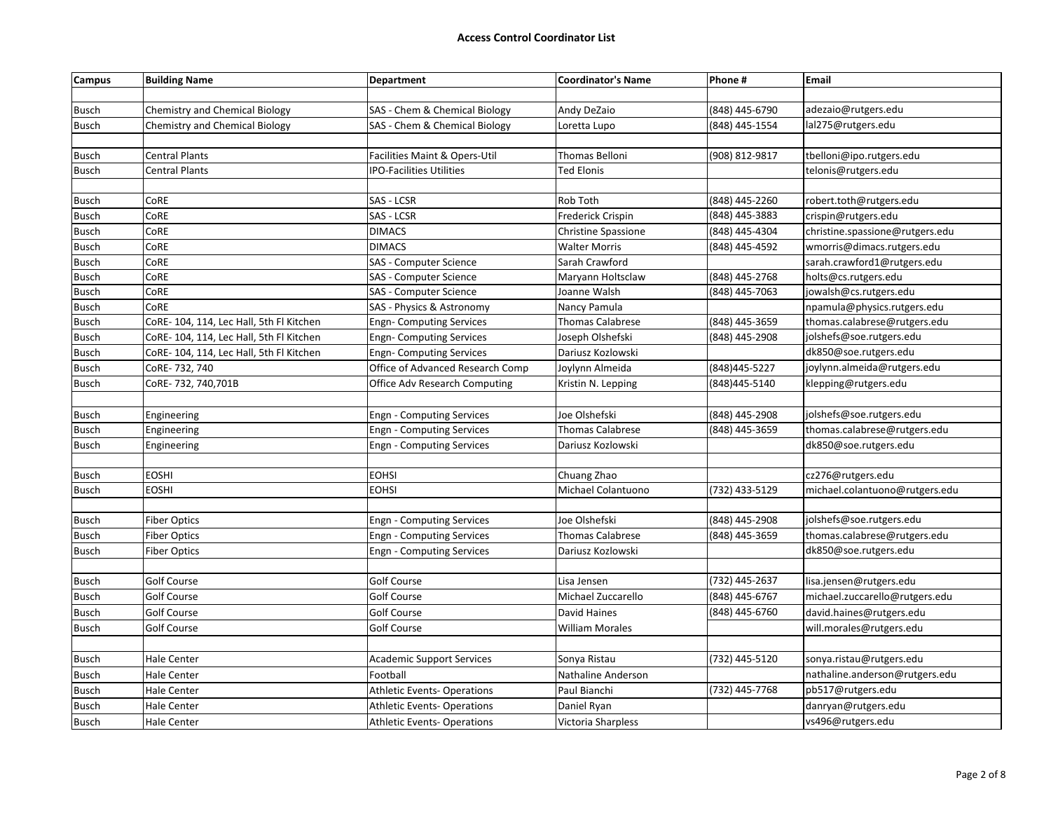**Access Control Coordinator List**

| Campus | Building Name | Department | Coordinator's Name | Phone # | Email |
|---|---|---|---|---|---|
| | | | | | |
| Busch | Chemistry and Chemical Biology | SAS - Chem & Chemical Biology | Andy DeZaio | (848) 445-6790 | adezaio@rutgers.edu |
| Busch | Chemistry and Chemical Biology | SAS - Chem & Chemical Biology | Loretta Lupo | (848) 445-1554 | lal275@rutgers.edu |
| | | | | | |
| Busch | Central Plants | Facilities Maint & Opers-Util | Thomas Belloni | (908) 812-9817 | tbelloni@ipo.rutgers.edu |
| Busch | Central Plants | IPO-Facilities Utilities | Ted Elonis | | telonis@rutgers.edu |
| | | | | | |
| Busch | CoRE | SAS - LCSR | Rob Toth | (848) 445-2260 | robert.toth@rutgers.edu |
| Busch | CoRE | SAS - LCSR | Frederick Crispin | (848) 445-3883 | crispin@rutgers.edu |
| Busch | CoRE | DIMACS | Christine Spassione | (848) 445-4304 | christine.spassione@rutgers.edu |
| Busch | CoRE | DIMACS | Walter Morris | (848) 445-4592 | wmorris@dimacs.rutgers.edu |
| Busch | CoRE | SAS - Computer Science | Sarah Crawford | | sarah.crawford1@rutgers.edu |
| Busch | CoRE | SAS - Computer Science | Maryann Holtsclaw | (848) 445-2768 | holts@cs.rutgers.edu |
| Busch | CoRE | SAS - Computer Science | Joanne Walsh | (848) 445-7063 | jowalsh@cs.rutgers.edu |
| Busch | CoRE | SAS - Physics & Astronomy | Nancy Pamula | | npamula@physics.rutgers.edu |
| Busch | CoRE- 104, 114, Lec Hall, 5th Fl Kitchen | Engn- Computing Services | Thomas Calabrese | (848) 445-3659 | thomas.calabrese@rutgers.edu |
| Busch | CoRE- 104, 114, Lec Hall, 5th Fl Kitchen | Engn- Computing Services | Joseph Olshefski | (848) 445-2908 | jolshefs@soe.rutgers.edu |
| Busch | CoRE- 104, 114, Lec Hall, 5th Fl Kitchen | Engn- Computing Services | Dariusz Kozlowski | | dk850@soe.rutgers.edu |
| Busch | CoRE- 732, 740 | Office of Advanced Research Comp | Joylynn Almeida | (848)445-5227 | joylynn.almeida@rutgers.edu |
| Busch | CoRE- 732, 740,701B | Office Adv Research Computing | Kristin N. Lepping | (848)445-5140 | klepping@rutgers.edu |
| | | | | | |
| Busch | Engineering | Engn - Computing Services | Joe Olshefski | (848) 445-2908 | jolshefs@soe.rutgers.edu |
| Busch | Engineering | Engn - Computing Services | Thomas Calabrese | (848) 445-3659 | thomas.calabrese@rutgers.edu |
| Busch | Engineering | Engn - Computing Services | Dariusz Kozlowski | | dk850@soe.rutgers.edu |
| | | | | | |
| Busch | EOSHI | EOHSI | Chuang Zhao | | cz276@rutgers.edu |
| Busch | EOSHI | EOHSI | Michael Colantuono | (732) 433-5129 | michael.colantuono@rutgers.edu |
| | | | | | |
| Busch | Fiber Optics | Engn - Computing Services | Joe Olshefski | (848) 445-2908 | jolshefs@soe.rutgers.edu |
| Busch | Fiber Optics | Engn - Computing Services | Thomas Calabrese | (848) 445-3659 | thomas.calabrese@rutgers.edu |
| Busch | Fiber Optics | Engn - Computing Services | Dariusz Kozlowski | | dk850@soe.rutgers.edu |
| | | | | | |
| Busch | Golf Course | Golf Course | Lisa Jensen | (732) 445-2637 | lisa.jensen@rutgers.edu |
| Busch | Golf Course | Golf Course | Michael Zuccarello | (848) 445-6767 | michael.zuccarello@rutgers.edu |
| Busch | Golf Course | Golf Course | David Haines | (848) 445-6760 | david.haines@rutgers.edu |
| Busch | Golf Course | Golf Course | William Morales | | will.morales@rutgers.edu |
| | | | | | |
| Busch | Hale Center | Academic Support Services | Sonya Ristau | (732) 445-5120 | sonya.ristau@rutgers.edu |
| Busch | Hale Center | Football | Nathaline Anderson | | nathaline.anderson@rutgers.edu |
| Busch | Hale Center | Athletic Events- Operations | Paul Bianchi | (732) 445-7768 | pb517@rutgers.edu |
| Busch | Hale Center | Athletic Events- Operations | Daniel Ryan | | danryan@rutgers.edu |
| Busch | Hale Center | Athletic Events- Operations | Victoria Sharpless | | vs496@rutgers.edu |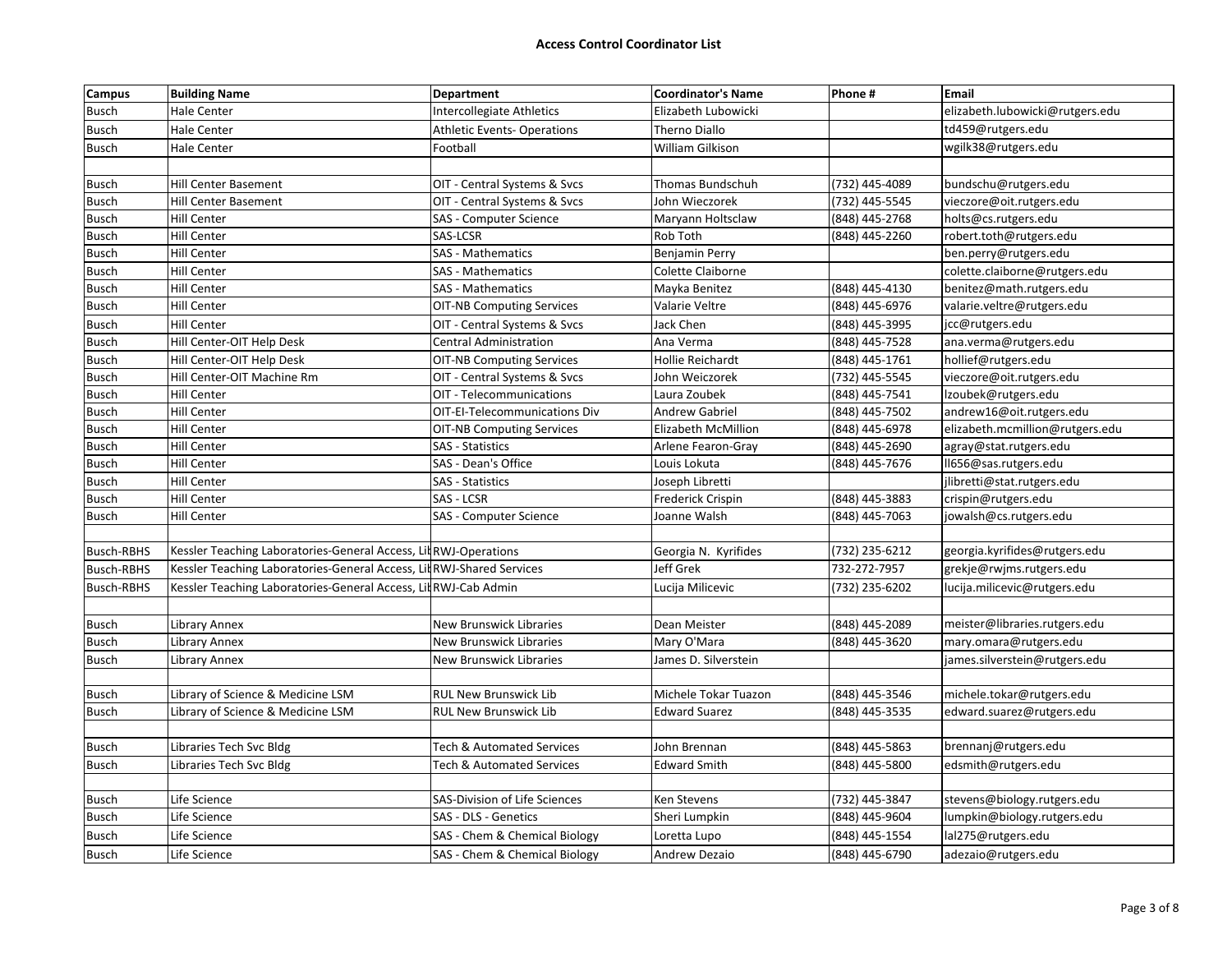**Access Control Coordinator List**

| Campus | Building Name | Department | Coordinator's Name | Phone # | Email |
|---|---|---|---|---|---|
| Busch | Hale Center | Intercollegiate Athletics | Elizabeth Lubowicki | | elizabeth.lubowicki@rutgers.edu |
| Busch | Hale Center | Athletic Events- Operations | Therno Diallo | | td459@rutgers.edu |
| Busch | Hale Center | Football | William Gilkison | | wgilk38@rutgers.edu |
| | | | | | |
| Busch | Hill Center Basement | OIT - Central Systems & Svcs | Thomas Bundschuh | (732) 445-4089 | bundschu@rutgers.edu |
| Busch | Hill Center Basement | OIT - Central Systems & Svcs | John Wieczorek | (732) 445-5545 | vieczore@oit.rutgers.edu |
| Busch | Hill Center | SAS - Computer Science | Maryann Holtsclaw | (848) 445-2768 | holts@cs.rutgers.edu |
| Busch | Hill Center | SAS-LCSR | Rob Toth | (848) 445-2260 | robert.toth@rutgers.edu |
| Busch | Hill Center | SAS - Mathematics | Benjamin Perry | | ben.perry@rutgers.edu |
| Busch | Hill Center | SAS - Mathematics | Colette Claiborne | | colette.claiborne@rutgers.edu |
| Busch | Hill Center | SAS - Mathematics | Mayka Benitez | (848) 445-4130 | benitez@math.rutgers.edu |
| Busch | Hill Center | OIT-NB Computing Services | Valarie Veltre | (848) 445-6976 | valarie.veltre@rutgers.edu |
| Busch | Hill Center | OIT - Central Systems & Svcs | Jack Chen | (848) 445-3995 | jcc@rutgers.edu |
| Busch | Hill Center-OIT Help Desk | Central Administration | Ana Verma | (848) 445-7528 | ana.verma@rutgers.edu |
| Busch | Hill Center-OIT Help Desk | OIT-NB Computing Services | Hollie Reichardt | (848) 445-1761 | hollief@rutgers.edu |
| Busch | Hill Center-OIT Machine Rm | OIT - Central Systems & Svcs | John Weiczorek | (732) 445-5545 | vieczore@oit.rutgers.edu |
| Busch | Hill Center | OIT - Telecommunications | Laura Zoubek | (848) 445-7541 | lzoubek@rutgers.edu |
| Busch | Hill Center | OIT-EI-Telecommunications Div | Andrew Gabriel | (848) 445-7502 | andrew16@oit.rutgers.edu |
| Busch | Hill Center | OIT-NB Computing Services | Elizabeth McMillion | (848) 445-6978 | elizabeth.mcmillion@rutgers.edu |
| Busch | Hill Center | SAS - Statistics | Arlene Fearon-Gray | (848) 445-2690 | agray@stat.rutgers.edu |
| Busch | Hill Center | SAS - Dean's Office | Louis Lokuta | (848) 445-7676 | ll656@sas.rutgers.edu |
| Busch | Hill Center | SAS - Statistics | Joseph Libretti | | jlibretti@stat.rutgers.edu |
| Busch | Hill Center | SAS - LCSR | Frederick Crispin | (848) 445-3883 | crispin@rutgers.edu |
| Busch | Hill Center | SAS - Computer Science | Joanne Walsh | (848) 445-7063 | jowalsh@cs.rutgers.edu |
| | | | | | |
| Busch-RBHS | Kessler Teaching Laboratories-General Access, Lil | RWJ-Operations | Georgia N. Kyrifides | (732) 235-6212 | georgia.kyrifides@rutgers.edu |
| Busch-RBHS | Kessler Teaching Laboratories-General Access, Lil | RWJ-Shared Services | Jeff Grek | 732-272-7957 | grekje@rwjms.rutgers.edu |
| Busch-RBHS | Kessler Teaching Laboratories-General Access, Lil | RWJ-Cab Admin | Lucija Milicevic | (732) 235-6202 | lucija.milicevic@rutgers.edu |
| | | | | | |
| Busch | Library Annex | New Brunswick Libraries | Dean Meister | (848) 445-2089 | meister@libraries.rutgers.edu |
| Busch | Library Annex | New Brunswick Libraries | Mary O'Mara | (848) 445-3620 | mary.omara@rutgers.edu |
| Busch | Library Annex | New Brunswick Libraries | James D. Silverstein | | james.silverstein@rutgers.edu |
| | | | | | |
| Busch | Library of Science & Medicine LSM | RUL New Brunswick Lib | Michele Tokar Tuazon | (848) 445-3546 | michele.tokar@rutgers.edu |
| Busch | Library of Science & Medicine LSM | RUL New Brunswick Lib | Edward Suarez | (848) 445-3535 | edward.suarez@rutgers.edu |
| | | | | | |
| Busch | Libraries Tech Svc Bldg | Tech & Automated Services | John Brennan | (848) 445-5863 | brennanj@rutgers.edu |
| Busch | Libraries Tech Svc Bldg | Tech & Automated Services | Edward Smith | (848) 445-5800 | edsmith@rutgers.edu |
| | | | | | |
| Busch | Life Science | SAS-Division of Life Sciences | Ken Stevens | (732) 445-3847 | stevens@biology.rutgers.edu |
| Busch | Life Science | SAS - DLS - Genetics | Sheri Lumpkin | (848) 445-9604 | lumpkin@biology.rutgers.edu |
| Busch | Life Science | SAS - Chem & Chemical Biology | Loretta Lupo | (848) 445-1554 | lal275@rutgers.edu |
| Busch | Life Science | SAS - Chem & Chemical Biology | Andrew Dezaio | (848) 445-6790 | adezaio@rutgers.edu |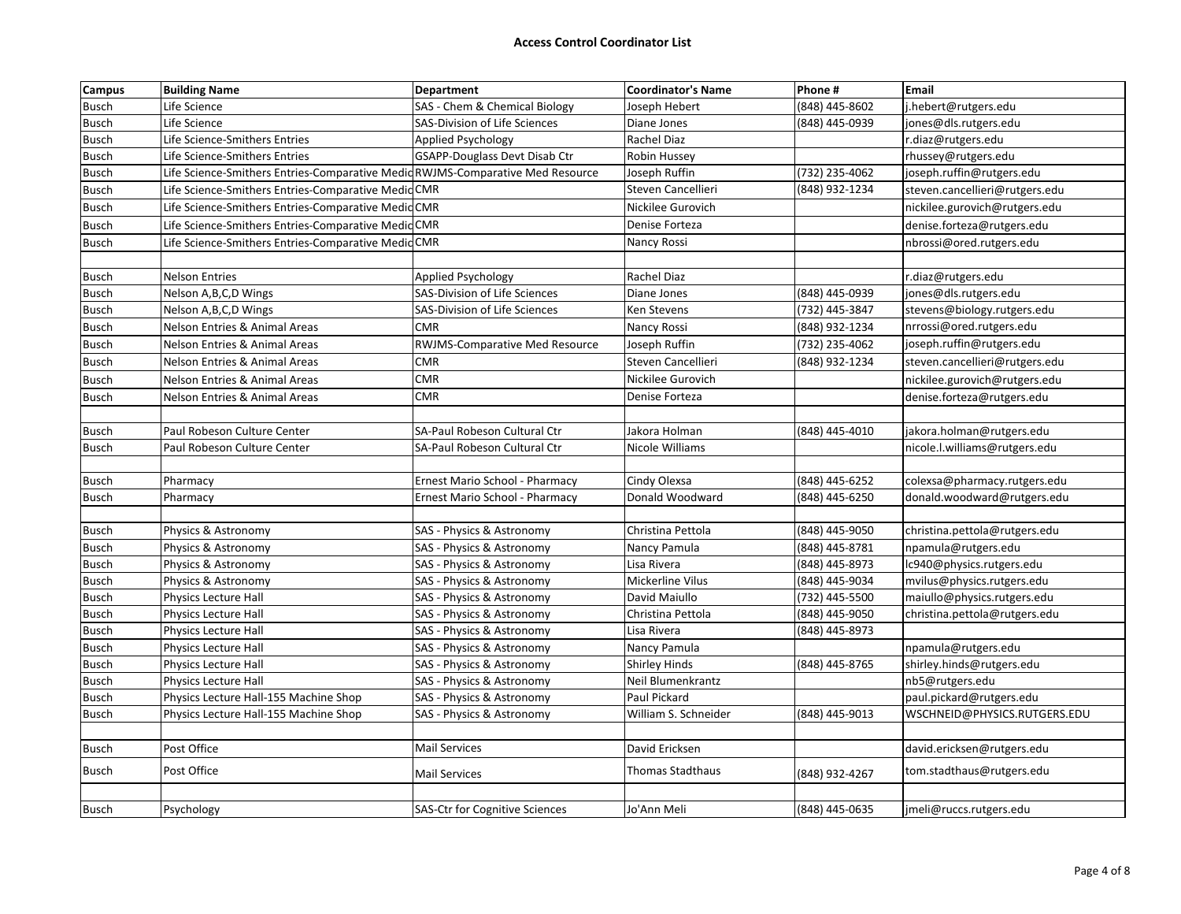**Access Control Coordinator List**

| Campus | Building Name | Department | Coordinator's Name | Phone # | Email |
|---|---|---|---|---|---|
| Busch | Life Science | SAS - Chem & Chemical Biology | Joseph Hebert | (848) 445-8602 | j.hebert@rutgers.edu |
| Busch | Life Science | SAS-Division of Life Sciences | Diane Jones | (848) 445-0939 | jones@dls.rutgers.edu |
| Busch | Life Science-Smithers Entries | Applied Psychology | Rachel Diaz | | r.diaz@rutgers.edu |
| Busch | Life Science-Smithers Entries | GSAPP-Douglass Devt Disab Ctr | Robin Hussey | | rhussey@rutgers.edu |
| Busch | Life Science-Smithers Entries-Comparative Medic | RWJMS-Comparative Med Resource | Joseph Ruffin | (732) 235-4062 | joseph.ruffin@rutgers.edu |
| Busch | Life Science-Smithers Entries-Comparative Medic | CMR | Steven Cancellieri | (848) 932-1234 | steven.cancellieri@rutgers.edu |
| Busch | Life Science-Smithers Entries-Comparative Medic | CMR | Nickilee Gurovich | | nickilee.gurovich@rutgers.edu |
| Busch | Life Science-Smithers Entries-Comparative Medic | CMR | Denise Forteza | | denise.forteza@rutgers.edu |
| Busch | Life Science-Smithers Entries-Comparative Medic | CMR | Nancy Rossi | | nbrossi@ored.rutgers.edu |
| | | | | | |
| Busch | Nelson Entries | Applied Psychology | Rachel Diaz | | r.diaz@rutgers.edu |
| Busch | Nelson A,B,C,D Wings | SAS-Division of Life Sciences | Diane Jones | (848) 445-0939 | jones@dls.rutgers.edu |
| Busch | Nelson A,B,C,D Wings | SAS-Division of Life Sciences | Ken Stevens | (732) 445-3847 | stevens@biology.rutgers.edu |
| Busch | Nelson Entries & Animal Areas | CMR | Nancy Rossi | (848) 932-1234 | nrrossi@ored.rutgers.edu |
| Busch | Nelson Entries & Animal Areas | RWJMS-Comparative Med Resource | Joseph Ruffin | (732) 235-4062 | joseph.ruffin@rutgers.edu |
| Busch | Nelson Entries & Animal Areas | CMR | Steven Cancellieri | (848) 932-1234 | steven.cancellieri@rutgers.edu |
| Busch | Nelson Entries & Animal Areas | CMR | Nickilee Gurovich | | nickilee.gurovich@rutgers.edu |
| Busch | Nelson Entries & Animal Areas | CMR | Denise Forteza | | denise.forteza@rutgers.edu |
| | | | | | |
| Busch | Paul Robeson Culture Center | SA-Paul Robeson Cultural Ctr | Jakora Holman | (848) 445-4010 | jakora.holman@rutgers.edu |
| Busch | Paul Robeson Culture Center | SA-Paul Robeson Cultural Ctr | Nicole Williams | | nicole.l.williams@rutgers.edu |
| | | | | | |
| Busch | Pharmacy | Ernest Mario School - Pharmacy | Cindy Olexsa | (848) 445-6252 | colexsa@pharmacy.rutgers.edu |
| Busch | Pharmacy | Ernest Mario School - Pharmacy | Donald Woodward | (848) 445-6250 | donald.woodward@rutgers.edu |
| | | | | | |
| Busch | Physics & Astronomy | SAS - Physics & Astronomy | Christina Pettola | (848) 445-9050 | christina.pettola@rutgers.edu |
| Busch | Physics & Astronomy | SAS - Physics & Astronomy | Nancy Pamula | (848) 445-8781 | npamula@rutgers.edu |
| Busch | Physics & Astronomy | SAS - Physics & Astronomy | Lisa Rivera | (848) 445-8973 | lc940@physics.rutgers.edu |
| Busch | Physics & Astronomy | SAS - Physics & Astronomy | Mickerline Vilus | (848) 445-9034 | mvilus@physics.rutgers.edu |
| Busch | Physics Lecture Hall | SAS - Physics & Astronomy | David Maiullo | (732) 445-5500 | maiullo@physics.rutgers.edu |
| Busch | Physics Lecture Hall | SAS - Physics & Astronomy | Christina Pettola | (848) 445-9050 | christina.pettola@rutgers.edu |
| Busch | Physics Lecture Hall | SAS - Physics & Astronomy | Lisa Rivera | (848) 445-8973 | |
| Busch | Physics Lecture Hall | SAS - Physics & Astronomy | Nancy Pamula | | npamula@rutgers.edu |
| Busch | Physics Lecture Hall | SAS - Physics & Astronomy | Shirley Hinds | (848) 445-8765 | shirley.hinds@rutgers.edu |
| Busch | Physics Lecture Hall | SAS - Physics & Astronomy | Neil Blumenkrantz | | nb5@rutgers.edu |
| Busch | Physics Lecture Hall-155 Machine Shop | SAS - Physics & Astronomy | Paul Pickard | | paul.pickard@rutgers.edu |
| Busch | Physics Lecture Hall-155 Machine Shop | SAS - Physics & Astronomy | William S. Schneider | (848) 445-9013 | WSCHNEID@PHYSICS.RUTGERS.EDU |
| | | | | | |
| Busch | Post Office | Mail Services | David Ericksen | | david.ericksen@rutgers.edu |
| Busch | Post Office | Mail Services | Thomas Stadthaus | (848) 932-4267 | tom.stadthaus@rutgers.edu |
| | | | | | |
| Busch | Psychology | SAS-Ctr for Cognitive Sciences | Jo'Ann Meli | (848) 445-0635 | jmeli@ruccs.rutgers.edu |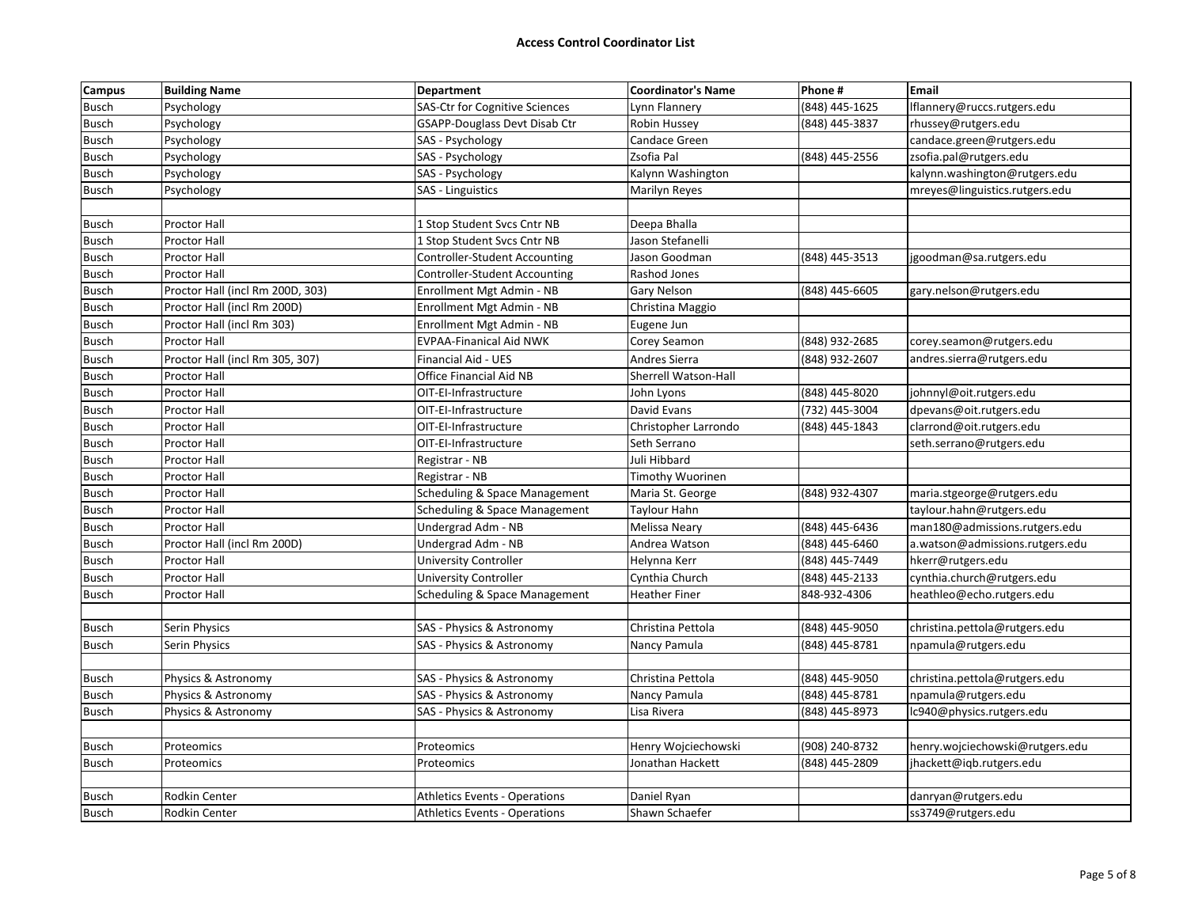**Access Control Coordinator List**

| Campus | Building Name | Department | Coordinator's Name | Phone # | Email |
|---|---|---|---|---|---|
| Busch | Psychology | SAS-Ctr for Cognitive Sciences | Lynn Flannery | (848) 445-1625 | lflannery@ruccs.rutgers.edu |
| Busch | Psychology | GSAPP-Douglass Devt Disab Ctr | Robin Hussey | (848) 445-3837 | rhussey@rutgers.edu |
| Busch | Psychology | SAS - Psychology | Candace Green | | candace.green@rutgers.edu |
| Busch | Psychology | SAS - Psychology | Zsofia Pal | (848) 445-2556 | zsofia.pal@rutgers.edu |
| Busch | Psychology | SAS - Psychology | Kalynn Washington | | kalynn.washington@rutgers.edu |
| Busch | Psychology | SAS - Linguistics | Marilyn Reyes | | mreyes@linguistics.rutgers.edu |
| | | | | | |
| Busch | Proctor Hall | 1 Stop Student Svcs Cntr NB | Deepa Bhalla | | |
| Busch | Proctor Hall | 1 Stop Student Svcs Cntr NB | Jason Stefanelli | | |
| Busch | Proctor Hall | Controller-Student Accounting | Jason Goodman | (848) 445-3513 | jgoodman@sa.rutgers.edu |
| Busch | Proctor Hall | Controller-Student Accounting | Rashod Jones | | |
| Busch | Proctor Hall (incl Rm 200D, 303) | Enrollment Mgt Admin - NB | Gary Nelson | (848) 445-6605 | gary.nelson@rutgers.edu |
| Busch | Proctor Hall (incl Rm 200D) | Enrollment Mgt Admin - NB | Christina Maggio | | |
| Busch | Proctor Hall (incl Rm 303) | Enrollment Mgt Admin - NB | Eugene Jun | | |
| Busch | Proctor Hall | EVPAA-Finanical Aid NWK | Corey Seamon | (848) 932-2685 | corey.seamon@rutgers.edu |
| Busch | Proctor Hall (incl Rm 305, 307) | Financial Aid - UES | Andres Sierra | (848) 932-2607 | andres.sierra@rutgers.edu |
| Busch | Proctor Hall | Office Financial Aid NB | Sherrell Watson-Hall | | |
| Busch | Proctor Hall | OIT-EI-Infrastructure | John Lyons | (848) 445-8020 | johnnyl@oit.rutgers.edu |
| Busch | Proctor Hall | OIT-EI-Infrastructure | David Evans | (732) 445-3004 | dpevans@oit.rutgers.edu |
| Busch | Proctor Hall | OIT-EI-Infrastructure | Christopher Larrondo | (848) 445-1843 | clarrond@oit.rutgers.edu |
| Busch | Proctor Hall | OIT-EI-Infrastructure | Seth Serrano | | seth.serrano@rutgers.edu |
| Busch | Proctor Hall | Registrar - NB | Juli Hibbard | | |
| Busch | Proctor Hall | Registrar - NB | Timothy Wuorinen | | |
| Busch | Proctor Hall | Scheduling & Space Management | Maria St. George | (848) 932-4307 | maria.stgeorge@rutgers.edu |
| Busch | Proctor Hall | Scheduling & Space Management | Taylour Hahn | | taylour.hahn@rutgers.edu |
| Busch | Proctor Hall | Undergrad Adm - NB | Melissa Neary | (848) 445-6436 | man180@admissions.rutgers.edu |
| Busch | Proctor Hall (incl Rm 200D) | Undergrad Adm - NB | Andrea Watson | (848) 445-6460 | a.watson@admissions.rutgers.edu |
| Busch | Proctor Hall | University Controller | Helynna Kerr | (848) 445-7449 | hkerr@rutgers.edu |
| Busch | Proctor Hall | University Controller | Cynthia Church | (848) 445-2133 | cynthia.church@rutgers.edu |
| Busch | Proctor Hall | Scheduling & Space Management | Heather Finer | 848-932-4306 | heathleo@echo.rutgers.edu |
| | | | | | |
| Busch | Serin Physics | SAS - Physics & Astronomy | Christina Pettola | (848) 445-9050 | christina.pettola@rutgers.edu |
| Busch | Serin Physics | SAS - Physics & Astronomy | Nancy Pamula | (848) 445-8781 | npamula@rutgers.edu |
| | | | | | |
| Busch | Physics & Astronomy | SAS - Physics & Astronomy | Christina Pettola | (848) 445-9050 | christina.pettola@rutgers.edu |
| Busch | Physics & Astronomy | SAS - Physics & Astronomy | Nancy Pamula | (848) 445-8781 | npamula@rutgers.edu |
| Busch | Physics & Astronomy | SAS - Physics & Astronomy | Lisa Rivera | (848) 445-8973 | lc940@physics.rutgers.edu |
| | | | | | |
| Busch | Proteomics | Proteomics | Henry Wojciechowski | (908) 240-8732 | henry.wojciechowski@rutgers.edu |
| Busch | Proteomics | Proteomics | Jonathan Hackett | (848) 445-2809 | jhackett@iqb.rutgers.edu |
| | | | | | |
| Busch | Rodkin Center | Athletics Events - Operations | Daniel Ryan | | danryan@rutgers.edu |
| Busch | Rodkin Center | Athletics Events - Operations | Shawn Schaefer | | ss3749@rutgers.edu |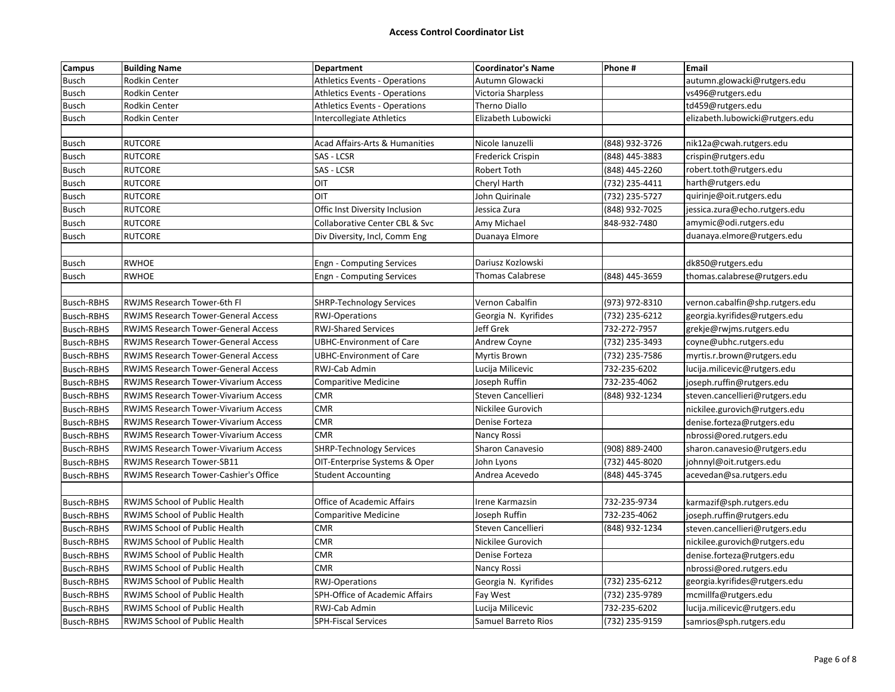**Access Control Coordinator List**

| Campus | Building Name | Department | Coordinator's Name | Phone # | Email |
|---|---|---|---|---|---|
| Busch | Rodkin Center | Athletics Events - Operations | Autumn Glowacki | | autumn.glowacki@rutgers.edu |
| Busch | Rodkin Center | Athletics Events - Operations | Victoria Sharpless | | vs496@rutgers.edu |
| Busch | Rodkin Center | Athletics Events - Operations | Therno Diallo | | td459@rutgers.edu |
| Busch | Rodkin Center | Intercollegiate Athletics | Elizabeth Lubowicki | | elizabeth.lubowicki@rutgers.edu |
| | | | | | |
| Busch | RUTCORE | Acad Affairs-Arts & Humanities | Nicole Ianuzelli | (848) 932-3726 | nik12a@cwah.rutgers.edu |
| Busch | RUTCORE | SAS - LCSR | Frederick Crispin | (848) 445-3883 | crispin@rutgers.edu |
| Busch | RUTCORE | SAS - LCSR | Robert Toth | (848) 445-2260 | robert.toth@rutgers.edu |
| Busch | RUTCORE | OIT | Cheryl Harth | (732) 235-4411 | harth@rutgers.edu |
| Busch | RUTCORE | OIT | John Quirinale | (732) 235-5727 | quirinje@oit.rutgers.edu |
| Busch | RUTCORE | Offic Inst Diversity Inclusion | Jessica Zura | (848) 932-7025 | jessica.zura@echo.rutgers.edu |
| Busch | RUTCORE | Collaborative Center CBL & Svc | Amy Michael | 848-932-7480 | amymic@odi.rutgers.edu |
| Busch | RUTCORE | Div Diversity, Incl, Comm Eng | Duanaya Elmore | | duanaya.elmore@rutgers.edu |
| | | | | | |
| Busch | RWHOE | Engn - Computing Services | Dariusz Kozlowski | | dk850@rutgers.edu |
| Busch | RWHOE | Engn - Computing Services | Thomas Calabrese | (848) 445-3659 | thomas.calabrese@rutgers.edu |
| | | | | | |
| Busch-RBHS | RWJMS Research Tower-6th Fl | SHRP-Technology Services | Vernon Cabalfin | (973) 972-8310 | vernon.cabalfin@shp.rutgers.edu |
| Busch-RBHS | RWJMS Research Tower-General Access | RWJ-Operations | Georgia N. Kyrifides | (732) 235-6212 | georgia.kyrifides@rutgers.edu |
| Busch-RBHS | RWJMS Research Tower-General Access | RWJ-Shared Services | Jeff Grek | 732-272-7957 | grekje@rwjms.rutgers.edu |
| Busch-RBHS | RWJMS Research Tower-General Access | UBHC-Environment of Care | Andrew Coyne | (732) 235-3493 | coyne@ubhc.rutgers.edu |
| Busch-RBHS | RWJMS Research Tower-General Access | UBHC-Environment of Care | Myrtis Brown | (732) 235-7586 | myrtis.r.brown@rutgers.edu |
| Busch-RBHS | RWJMS Research Tower-General Access | RWJ-Cab Admin | Lucija Milicevic | 732-235-6202 | lucija.milicevic@rutgers.edu |
| Busch-RBHS | RWJMS Research Tower-Vivarium Access | Comparitive Medicine | Joseph Ruffin | 732-235-4062 | joseph.ruffin@rutgers.edu |
| Busch-RBHS | RWJMS Research Tower-Vivarium Access | CMR | Steven Cancellieri | (848) 932-1234 | steven.cancellieri@rutgers.edu |
| Busch-RBHS | RWJMS Research Tower-Vivarium Access | CMR | Nickilee Gurovich | | nickilee.gurovich@rutgers.edu |
| Busch-RBHS | RWJMS Research Tower-Vivarium Access | CMR | Denise Forteza | | denise.forteza@rutgers.edu |
| Busch-RBHS | RWJMS Research Tower-Vivarium Access | CMR | Nancy Rossi | | nbrossi@ored.rutgers.edu |
| Busch-RBHS | RWJMS Research Tower-Vivarium Access | SHRP-Technology Services | Sharon Canavesio | (908) 889-2400 | sharon.canavesio@rutgers.edu |
| Busch-RBHS | RWJMS Research Tower-SB11 | OIT-Enterprise Systems & Oper | John Lyons | (732) 445-8020 | johnnyl@oit.rutgers.edu |
| Busch-RBHS | RWJMS Research Tower-Cashier's Office | Student Accounting | Andrea Acevedo | (848) 445-3745 | acevedan@sa.rutgers.edu |
| | | | | | |
| Busch-RBHS | RWJMS School of Public Health | Office of Academic Affairs | Irene Karmazsin | 732-235-9734 | karmazif@sph.rutgers.edu |
| Busch-RBHS | RWJMS School of Public Health | Comparitive Medicine | Joseph Ruffin | 732-235-4062 | joseph.ruffin@rutgers.edu |
| Busch-RBHS | RWJMS School of Public Health | CMR | Steven Cancellieri | (848) 932-1234 | steven.cancellieri@rutgers.edu |
| Busch-RBHS | RWJMS School of Public Health | CMR | Nickilee Gurovich | | nickilee.gurovich@rutgers.edu |
| Busch-RBHS | RWJMS School of Public Health | CMR | Denise Forteza | | denise.forteza@rutgers.edu |
| Busch-RBHS | RWJMS School of Public Health | CMR | Nancy Rossi | | nbrossi@ored.rutgers.edu |
| Busch-RBHS | RWJMS School of Public Health | RWJ-Operations | Georgia N. Kyrifides | (732) 235-6212 | georgia.kyrifides@rutgers.edu |
| Busch-RBHS | RWJMS School of Public Health | SPH-Office of Academic Affairs | Fay West | (732) 235-9789 | mcmillfa@rutgers.edu |
| Busch-RBHS | RWJMS School of Public Health | RWJ-Cab Admin | Lucija Milicevic | 732-235-6202 | lucija.milicevic@rutgers.edu |
| Busch-RBHS | RWJMS School of Public Health | SPH-Fiscal Services | Samuel Barreto Rios | (732) 235-9159 | samrios@sph.rutgers.edu |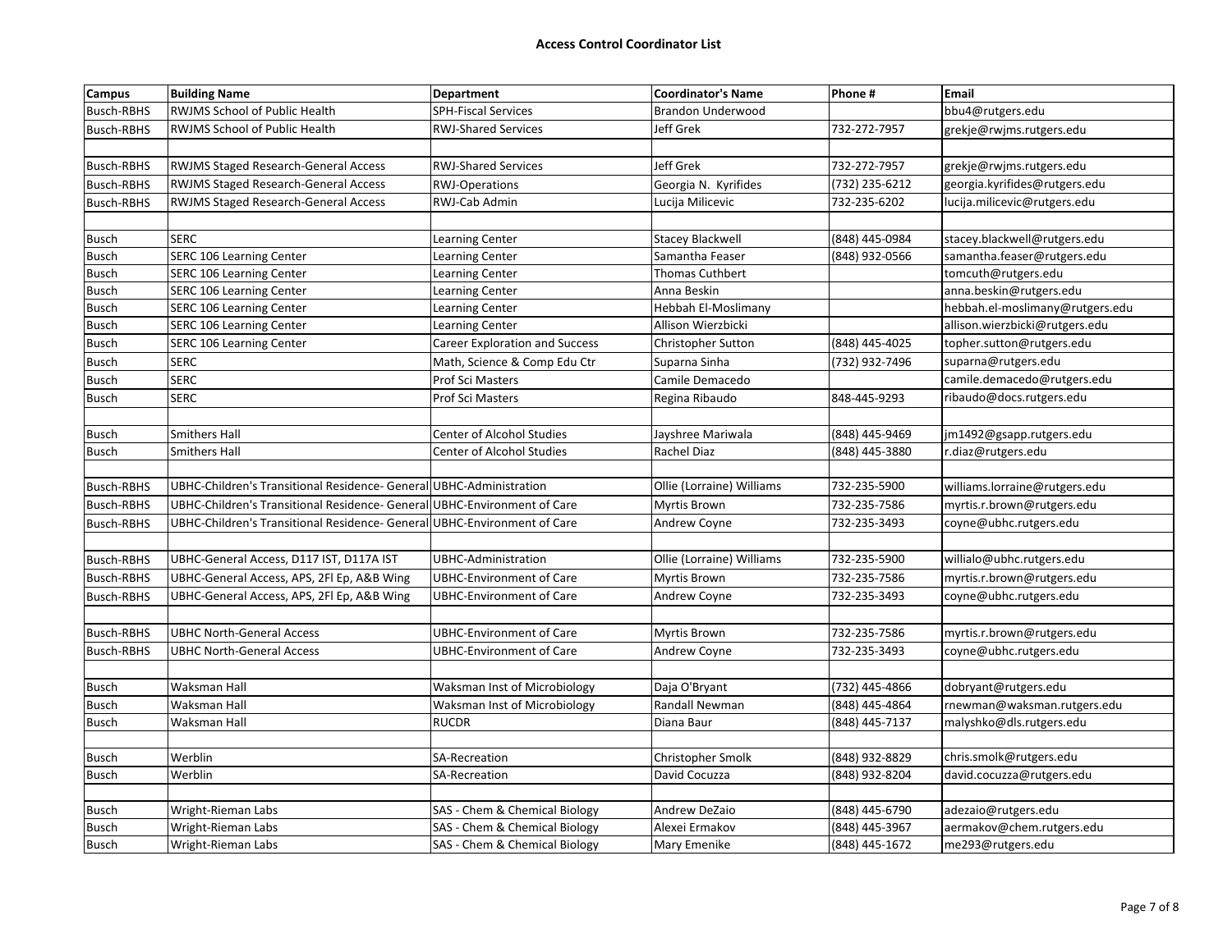**Access Control Coordinator List**

| Campus | Building Name | Department | Coordinator's Name | Phone # | Email |
|---|---|---|---|---|---|
| Busch-RBHS | RWJMS School of Public Health | SPH-Fiscal Services | Brandon Underwood | | bbu4@rutgers.edu |
| Busch-RBHS | RWJMS School of Public Health | RWJ-Shared Services | Jeff Grek | 732-272-7957 | grekje@rwjms.rutgers.edu |
| | | | | | |
| Busch-RBHS | RWJMS Staged Research-General Access | RWJ-Shared Services | Jeff Grek | 732-272-7957 | grekje@rwjms.rutgers.edu |
| Busch-RBHS | RWJMS Staged Research-General Access | RWJ-Operations | Georgia N. Kyrifides | (732) 235-6212 | georgia.kyrifides@rutgers.edu |
| Busch-RBHS | RWJMS Staged Research-General Access | RWJ-Cab Admin | Lucija Milicevic | 732-235-6202 | lucija.milicevic@rutgers.edu |
| | | | | | |
| Busch | SERC | Learning Center | Stacey Blackwell | (848) 445-0984 | stacey.blackwell@rutgers.edu |
| Busch | SERC 106 Learning Center | Learning Center | Samantha Feaser | (848) 932-0566 | samantha.feaser@rutgers.edu |
| Busch | SERC 106 Learning Center | Learning Center | Thomas Cuthbert | | tomcuth@rutgers.edu |
| Busch | SERC 106 Learning Center | Learning Center | Anna Beskin | | anna.beskin@rutgers.edu |
| Busch | SERC 106 Learning Center | Learning Center | Hebbah El-Moslimany | | hebbah.el-moslimany@rutgers.edu |
| Busch | SERC 106 Learning Center | Learning Center | Allison Wierzbicki | | allison.wierzbicki@rutgers.edu |
| Busch | SERC 106 Learning Center | Career Exploration and Success | Christopher Sutton | (848) 445-4025 | topher.sutton@rutgers.edu |
| Busch | SERC | Math, Science & Comp Edu Ctr | Suparna Sinha | (732) 932-7496 | suparna@rutgers.edu |
| Busch | SERC | Prof Sci Masters | Camile Demacedo | | camile.demacedo@rutgers.edu |
| Busch | SERC | Prof Sci Masters | Regina Ribaudo | 848-445-9293 | ribaudo@docs.rutgers.edu |
| | | | | | |
| Busch | Smithers Hall | Center of Alcohol Studies | Jayshree Mariwala | (848) 445-9469 | jm1492@gsapp.rutgers.edu |
| Busch | Smithers Hall | Center of Alcohol Studies | Rachel Diaz | (848) 445-3880 | r.diaz@rutgers.edu |
| | | | | | |
| Busch-RBHS | UBHC-Children's Transitional Residence- General | UBHC-Administration | Ollie (Lorraine) Williams | 732-235-5900 | williams.lorraine@rutgers.edu |
| Busch-RBHS | UBHC-Children's Transitional Residence- General | UBHC-Environment of Care | Myrtis Brown | 732-235-7586 | myrtis.r.brown@rutgers.edu |
| Busch-RBHS | UBHC-Children's Transitional Residence- General | UBHC-Environment of Care | Andrew Coyne | 732-235-3493 | coyne@ubhc.rutgers.edu |
| | | | | | |
| Busch-RBHS | UBHC-General Access, D117 IST, D117A IST | UBHC-Administration | Ollie (Lorraine) Williams | 732-235-5900 | willialo@ubhc.rutgers.edu |
| Busch-RBHS | UBHC-General Access, APS, 2Fl Ep, A&B Wing | UBHC-Environment of Care | Myrtis Brown | 732-235-7586 | myrtis.r.brown@rutgers.edu |
| Busch-RBHS | UBHC-General Access, APS, 2Fl Ep, A&B Wing | UBHC-Environment of Care | Andrew Coyne | 732-235-3493 | coyne@ubhc.rutgers.edu |
| | | | | | |
| Busch-RBHS | UBHC North-General Access | UBHC-Environment of Care | Myrtis Brown | 732-235-7586 | myrtis.r.brown@rutgers.edu |
| Busch-RBHS | UBHC North-General Access | UBHC-Environment of Care | Andrew Coyne | 732-235-3493 | coyne@ubhc.rutgers.edu |
| | | | | | |
| Busch | Waksman Hall | Waksman Inst of Microbiology | Daja O'Bryant | (732) 445-4866 | dobryant@rutgers.edu |
| Busch | Waksman Hall | Waksman Inst of Microbiology | Randall Newman | (848) 445-4864 | rnewman@waksman.rutgers.edu |
| Busch | Waksman Hall | RUCDR | Diana Baur | (848) 445-7137 | malyshko@dls.rutgers.edu |
| | | | | | |
| Busch | Werblin | SA-Recreation | Christopher Smolk | (848) 932-8829 | chris.smolk@rutgers.edu |
| Busch | Werblin | SA-Recreation | David Cocuzza | (848) 932-8204 | david.cocuzza@rutgers.edu |
| | | | | | |
| Busch | Wright-Rieman Labs | SAS - Chem & Chemical Biology | Andrew DeZaio | (848) 445-6790 | adezaio@rutgers.edu |
| Busch | Wright-Rieman Labs | SAS - Chem & Chemical Biology | Alexei Ermakov | (848) 445-3967 | aermakov@chem.rutgers.edu |
| Busch | Wright-Rieman Labs | SAS - Chem & Chemical Biology | Mary Emenike | (848) 445-1672 | me293@rutgers.edu |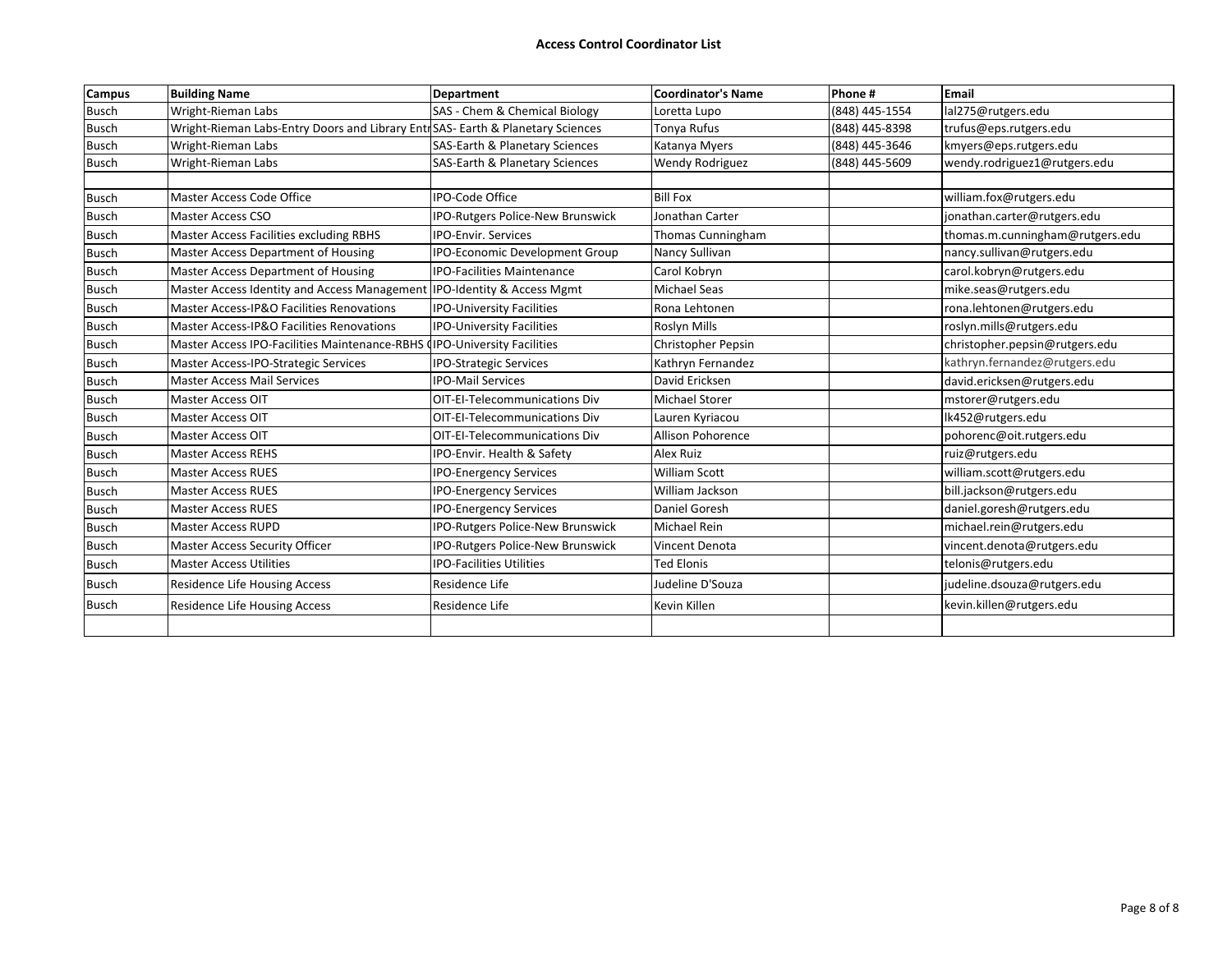**Access Control Coordinator List**

| Campus | Building Name | Department | Coordinator's Name | Phone # | Email |
|---|---|---|---|---|---|
| Busch | Wright-Rieman Labs | SAS - Chem & Chemical Biology | Loretta Lupo | (848) 445-1554 | lal275@rutgers.edu |
| Busch | Wright-Rieman Labs-Entry Doors and Library Entr | SAS- Earth & Planetary Sciences | Tonya Rufus | (848) 445-8398 | trufus@eps.rutgers.edu |
| Busch | Wright-Rieman Labs | SAS-Earth & Planetary Sciences | Katanya Myers | (848) 445-3646 | kmyers@eps.rutgers.edu |
| Busch | Wright-Rieman Labs | SAS-Earth & Planetary Sciences | Wendy Rodriguez | (848) 445-5609 | wendy.rodriguez1@rutgers.edu |
| | | | | | |
| Busch | Master Access Code Office | IPO-Code Office | Bill Fox | | william.fox@rutgers.edu |
| Busch | Master Access CSO | IPO-Rutgers Police-New Brunswick | Jonathan Carter | | jonathan.carter@rutgers.edu |
| Busch | Master Access Facilities excluding RBHS | IPO-Envir. Services | Thomas Cunningham | | thomas.m.cunningham@rutgers.edu |
| Busch | Master Access Department of Housing | IPO-Economic Development Group | Nancy Sullivan | | nancy.sullivan@rutgers.edu |
| Busch | Master Access Department of Housing | IPO-Facilities Maintenance | Carol Kobryn | | carol.kobryn@rutgers.edu |
| Busch | Master Access Identity and Access Management | IPO-Identity & Access Mgmt | Michael Seas | | mike.seas@rutgers.edu |
| Busch | Master Access-IP&O Facilities Renovations | IPO-University Facilities | Rona Lehtonen | | rona.lehtonen@rutgers.edu |
| Busch | Master Access-IP&O Facilities Renovations | IPO-University Facilities | Roslyn Mills | | roslyn.mills@rutgers.edu |
| Busch | Master Access IPO-Facilities Maintenance-RBHS ( | IPO-University Facilities | Christopher Pepsin | | christopher.pepsin@rutgers.edu |
| Busch | Master Access-IPO-Strategic Services | IPO-Strategic Services | Kathryn Fernandez | | kathryn.fernandez@rutgers.edu |
| Busch | Master Access Mail Services | IPO-Mail Services | David Ericksen | | david.ericksen@rutgers.edu |
| Busch | Master Access OIT | OIT-EI-Telecommunications Div | Michael Storer | | mstorer@rutgers.edu |
| Busch | Master Access OIT | OIT-EI-Telecommunications Div | Lauren Kyriacou | | lk452@rutgers.edu |
| Busch | Master Access OIT | OIT-EI-Telecommunications Div | Allison Pohorence | | pohorenc@oit.rutgers.edu |
| Busch | Master Access REHS | IPO-Envir. Health & Safety | Alex Ruiz | | ruiz@rutgers.edu |
| Busch | Master Access RUES | IPO-Energency Services | William Scott | | william.scott@rutgers.edu |
| Busch | Master Access RUES | IPO-Energency Services | William Jackson | | bill.jackson@rutgers.edu |
| Busch | Master Access RUES | IPO-Energency Services | Daniel Goresh | | daniel.goresh@rutgers.edu |
| Busch | Master Access RUPD | IPO-Rutgers Police-New Brunswick | Michael Rein | | michael.rein@rutgers.edu |
| Busch | Master Access Security Officer | IPO-Rutgers Police-New Brunswick | Vincent Denota | | vincent.denota@rutgers.edu |
| Busch | Master Access Utilities | IPO-Facilities Utilities | Ted Elonis | | telonis@rutgers.edu |
| Busch | Residence Life Housing Access | Residence Life | Judeline D'Souza | | judeline.dsouza@rutgers.edu |
| Busch | Residence Life Housing Access | Residence Life | Kevin Killen | | kevin.killen@rutgers.edu |
| | | | | | |